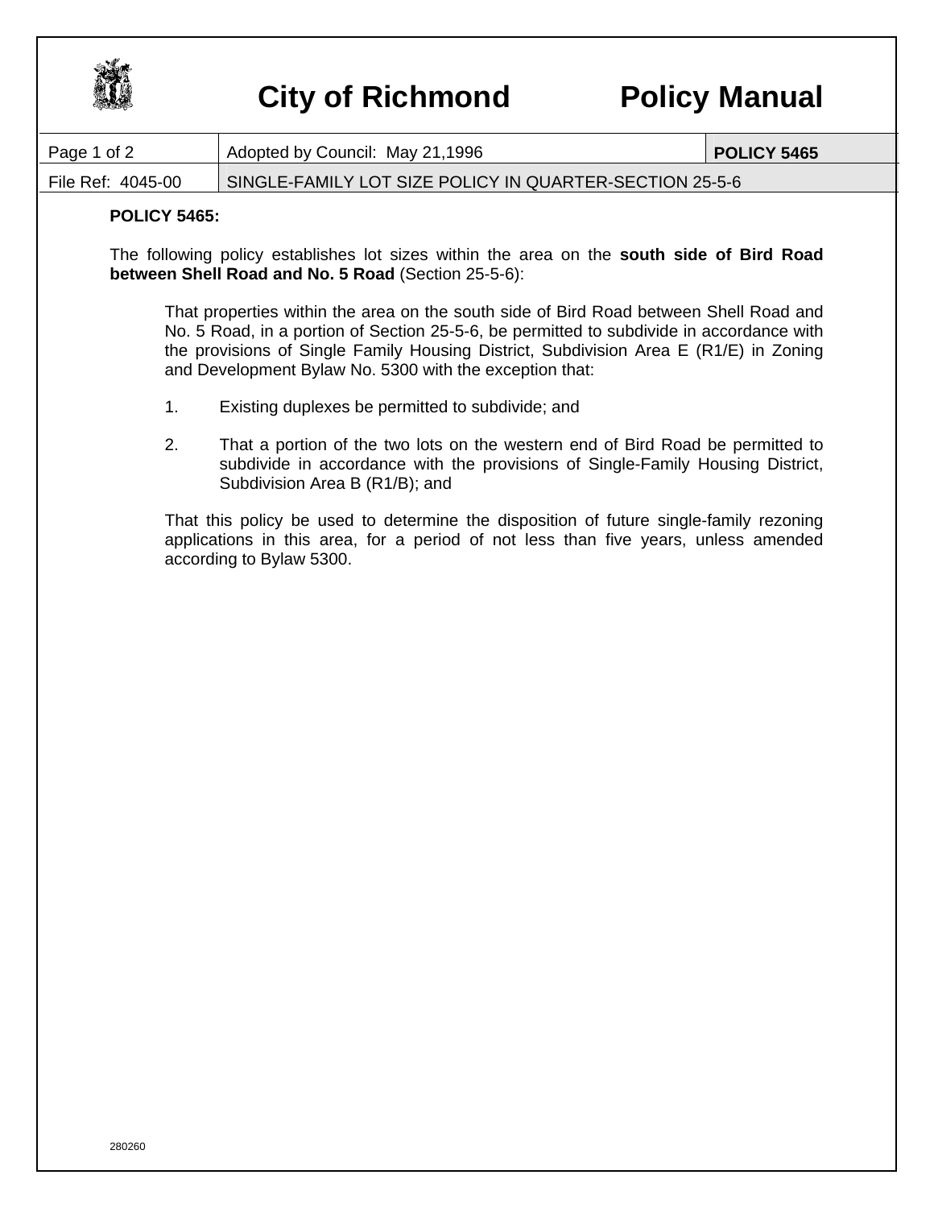# City of Richmond Policy Manual

| Page 1 of 2 | Adopted by Council: May 21,1996 | POLICY 5465 |
|---|---|---|
| File Ref: 4045-00 | SINGLE-FAMILY LOT SIZE POLICY IN QUARTER-SECTION 25-5-6 | |

**POLICY 5465:**

The following policy establishes lot sizes within the area on the **south side of Bird Road between Shell Road and No. 5 Road** (Section 25-5-6):

That properties within the area on the south side of Bird Road between Shell Road and No. 5 Road, in a portion of Section 25-5-6, be permitted to subdivide in accordance with the provisions of Single Family Housing District, Subdivision Area E (R1/E) in Zoning and Development Bylaw No. 5300 with the exception that:

1. Existing duplexes be permitted to subdivide; and

2. That a portion of the two lots on the western end of Bird Road be permitted to subdivide in accordance with the provisions of Single-Family Housing District, Subdivision Area B (R1/B); and

That this policy be used to determine the disposition of future single-family rezoning applications in this area, for a period of not less than five years, unless amended according to Bylaw 5300.

280260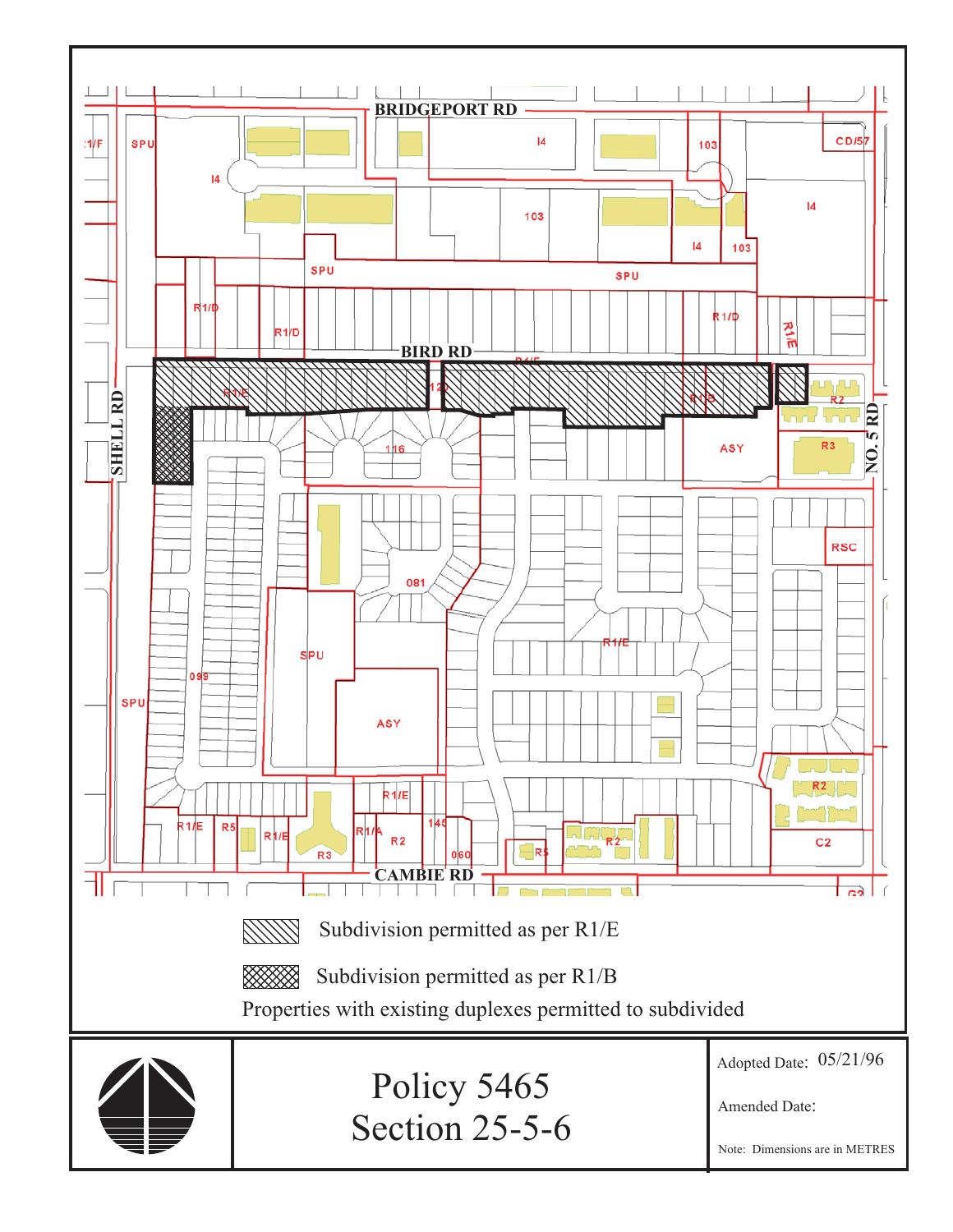BRIDGEPORT RD

BIRD RD

SHELL RD

NO. 5 RD

CAMBIE RD

Subdivision permitted as per R1/E

Subdivision permitted as per R1/B

Properties with existing duplexes permitted to subdivided

# Policy 5465
# Section 25-5-6

Adopted Date: 05/21/96

Amended Date:

Note: Dimensions are in METRES